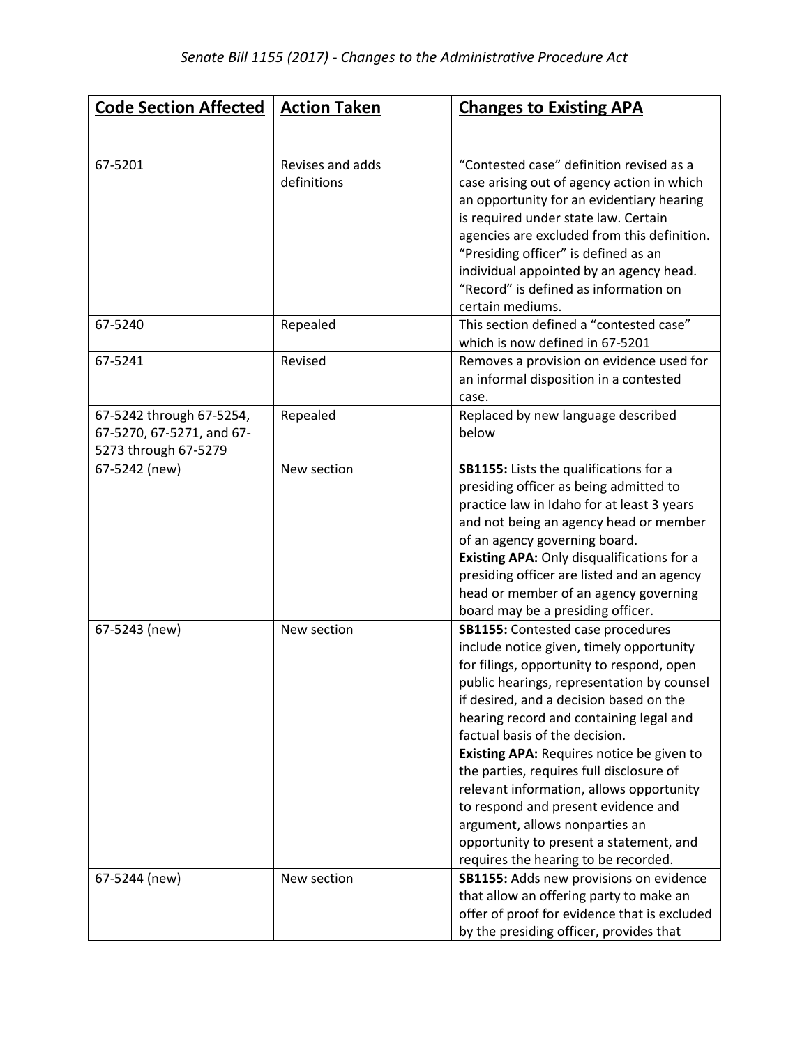*Senate Bill 1155 (2017) - Changes to the Administrative Procedure Act*

| Code Section Affected | Action Taken | Changes to Existing APA |
|---|---|---|
| | | |
| 67-5201 | Revises and adds definitions | "Contested case" definition revised as a case arising out of agency action in which an opportunity for an evidentiary hearing is required under state law. Certain agencies are excluded from this definition. "Presiding officer" is defined as an individual appointed by an agency head. "Record" is defined as information on certain mediums. |
| 67-5240 | Repealed | This section defined a "contested case" which is now defined in 67-5201 |
| 67-5241 | Revised | Removes a provision on evidence used for an informal disposition in a contested case. |
| 67-5242 through 67-5254, 67-5270, 67-5271, and 67-5273 through 67-5279 | Repealed | Replaced by new language described below |
| 67-5242 (new) | New section | **SB1155:** Lists the qualifications for a presiding officer as being admitted to practice law in Idaho for at least 3 years and not being an agency head or member of an agency governing board.<br>**Existing APA:** Only disqualifications for a presiding officer are listed and an agency head or member of an agency governing board may be a presiding officer. |
| 67-5243 (new) | New section | **SB1155:** Contested case procedures include notice given, timely opportunity for filings, opportunity to respond, open public hearings, representation by counsel if desired, and a decision based on the hearing record and containing legal and factual basis of the decision.<br>**Existing APA:** Requires notice be given to the parties, requires full disclosure of relevant information, allows opportunity to respond and present evidence and argument, allows nonparties an opportunity to present a statement, and requires the hearing to be recorded. |
| 67-5244 (new) | New section | **SB1155:** Adds new provisions on evidence that allow an offering party to make an offer of proof for evidence that is excluded by the presiding officer, provides that |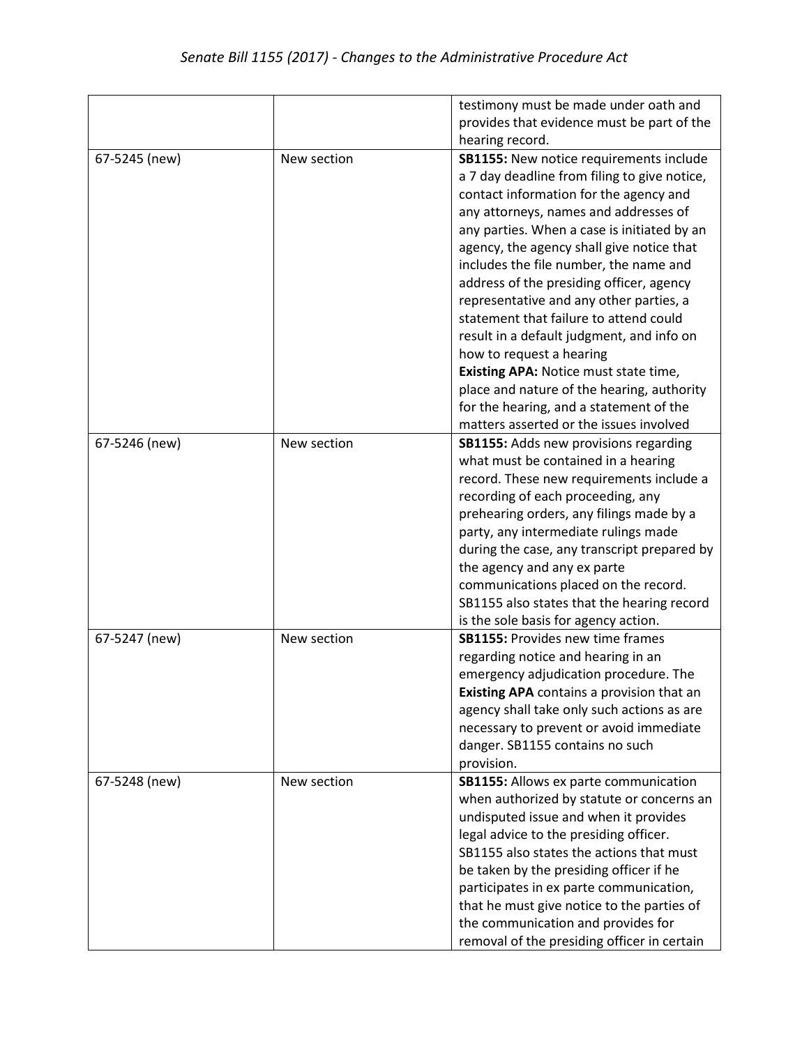| | | |
|---|---|---|
| | | testimony must be made under oath and provides that evidence must be part of the hearing record. |
| 67-5245 (new) | New section | **SB1155:** New notice requirements include a 7 day deadline from filing to give notice, contact information for the agency and any attorneys, names and addresses of any parties. When a case is initiated by an agency, the agency shall give notice that includes the file number, the name and address of the presiding officer, agency representative and any other parties, a statement that failure to attend could result in a default judgment, and info on how to request a hearing **Existing APA:** Notice must state time, place and nature of the hearing, authority for the hearing, and a statement of the matters asserted or the issues involved |
| 67-5246 (new) | New section | **SB1155:** Adds new provisions regarding what must be contained in a hearing record. These new requirements include a recording of each proceeding, any prehearing orders, any filings made by a party, any intermediate rulings made during the case, any transcript prepared by the agency and any ex parte communications placed on the record. SB1155 also states that the hearing record is the sole basis for agency action. |
| 67-5247 (new) | New section | **SB1155:** Provides new time frames regarding notice and hearing in an emergency adjudication procedure. The **Existing APA** contains a provision that an agency shall take only such actions as are necessary to prevent or avoid immediate danger. SB1155 contains no such provision. |
| 67-5248 (new) | New section | **SB1155:** Allows ex parte communication when authorized by statute or concerns an undisputed issue and when it provides legal advice to the presiding officer. SB1155 also states the actions that must be taken by the presiding officer if he participates in ex parte communication, that he must give notice to the parties of the communication and provides for removal of the presiding officer in certain |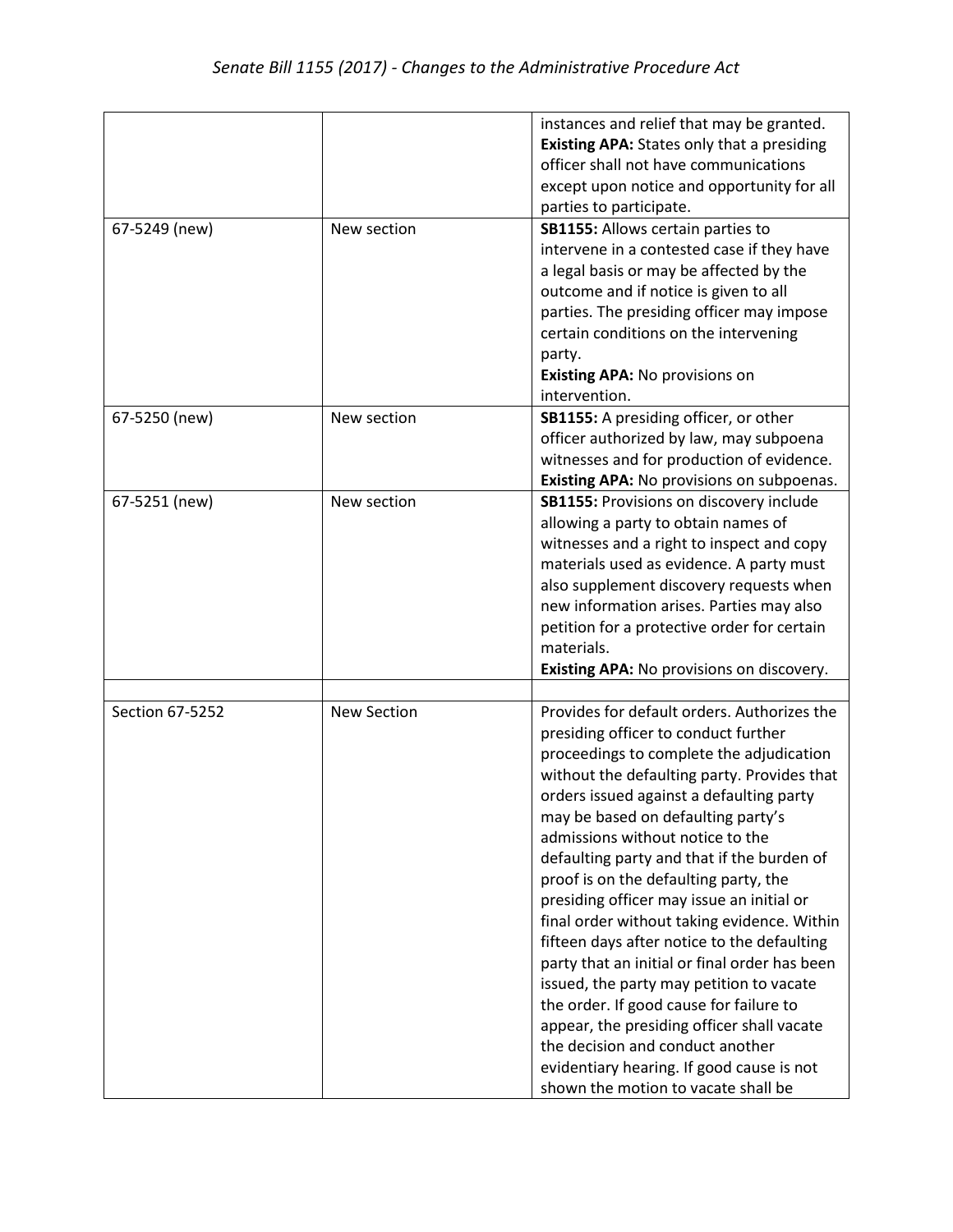| | | |
|---|---|---|
| | | instances and relief that may be granted. **Existing APA:** States only that a presiding officer shall not have communications except upon notice and opportunity for all parties to participate. |
| 67-5249 (new) | New section | **SB1155:** Allows certain parties to intervene in a contested case if they have a legal basis or may be affected by the outcome and if notice is given to all parties. The presiding officer may impose certain conditions on the intervening party. **Existing APA:** No provisions on intervention. |
| 67-5250 (new) | New section | **SB1155:** A presiding officer, or other officer authorized by law, may subpoena witnesses and for production of evidence. **Existing APA:** No provisions on subpoenas. |
| 67-5251 (new) | New section | **SB1155:** Provisions on discovery include allowing a party to obtain names of witnesses and a right to inspect and copy materials used as evidence. A party must also supplement discovery requests when new information arises. Parties may also petition for a protective order for certain materials. **Existing APA:** No provisions on discovery. |
| | | |
| Section 67-5252 | New Section | Provides for default orders. Authorizes the presiding officer to conduct further proceedings to complete the adjudication without the defaulting party. Provides that orders issued against a defaulting party may be based on defaulting party's admissions without notice to the defaulting party and that if the burden of proof is on the defaulting party, the presiding officer may issue an initial or final order without taking evidence. Within fifteen days after notice to the defaulting party that an initial or final order has been issued, the party may petition to vacate the order. If good cause for failure to appear, the presiding officer shall vacate the decision and conduct another evidentiary hearing. If good cause is not shown the motion to vacate shall be |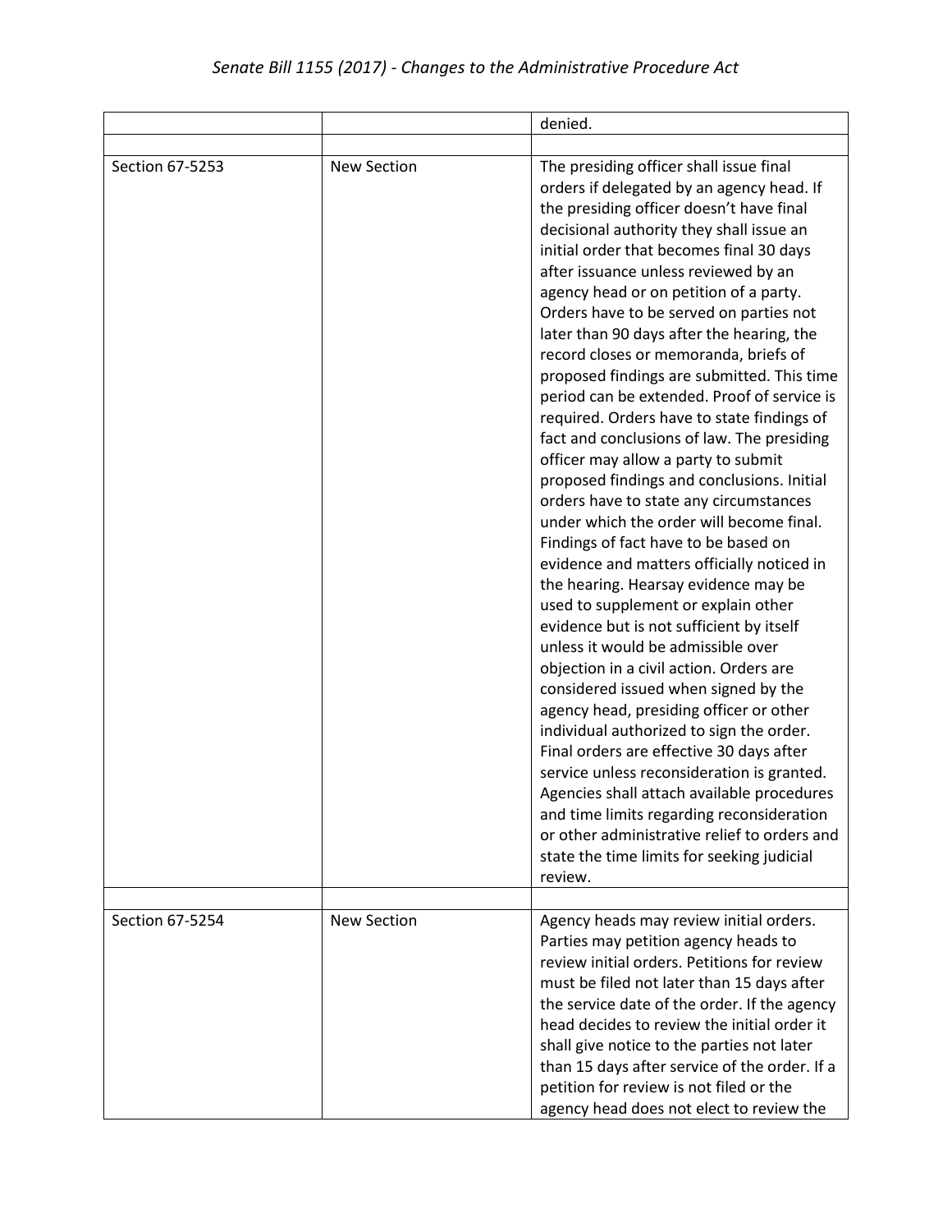| | | denied. |
|---|---|---|
| | | |
| Section 67-5253 | New Section | The presiding officer shall issue final orders if delegated by an agency head. If the presiding officer doesn't have final decisional authority they shall issue an initial order that becomes final 30 days after issuance unless reviewed by an agency head or on petition of a party. Orders have to be served on parties not later than 90 days after the hearing, the record closes or memoranda, briefs of proposed findings are submitted. This time period can be extended. Proof of service is required. Orders have to state findings of fact and conclusions of law. The presiding officer may allow a party to submit proposed findings and conclusions. Initial orders have to state any circumstances under which the order will become final. Findings of fact have to be based on evidence and matters officially noticed in the hearing. Hearsay evidence may be used to supplement or explain other evidence but is not sufficient by itself unless it would be admissible over objection in a civil action. Orders are considered issued when signed by the agency head, presiding officer or other individual authorized to sign the order. Final orders are effective 30 days after service unless reconsideration is granted. Agencies shall attach available procedures and time limits regarding reconsideration or other administrative relief to orders and state the time limits for seeking judicial review. |
| | | |
| Section 67-5254 | New Section | Agency heads may review initial orders. Parties may petition agency heads to review initial orders. Petitions for review must be filed not later than 15 days after the service date of the order. If the agency head decides to review the initial order it shall give notice to the parties not later than 15 days after service of the order. If a petition for review is not filed or the agency head does not elect to review the |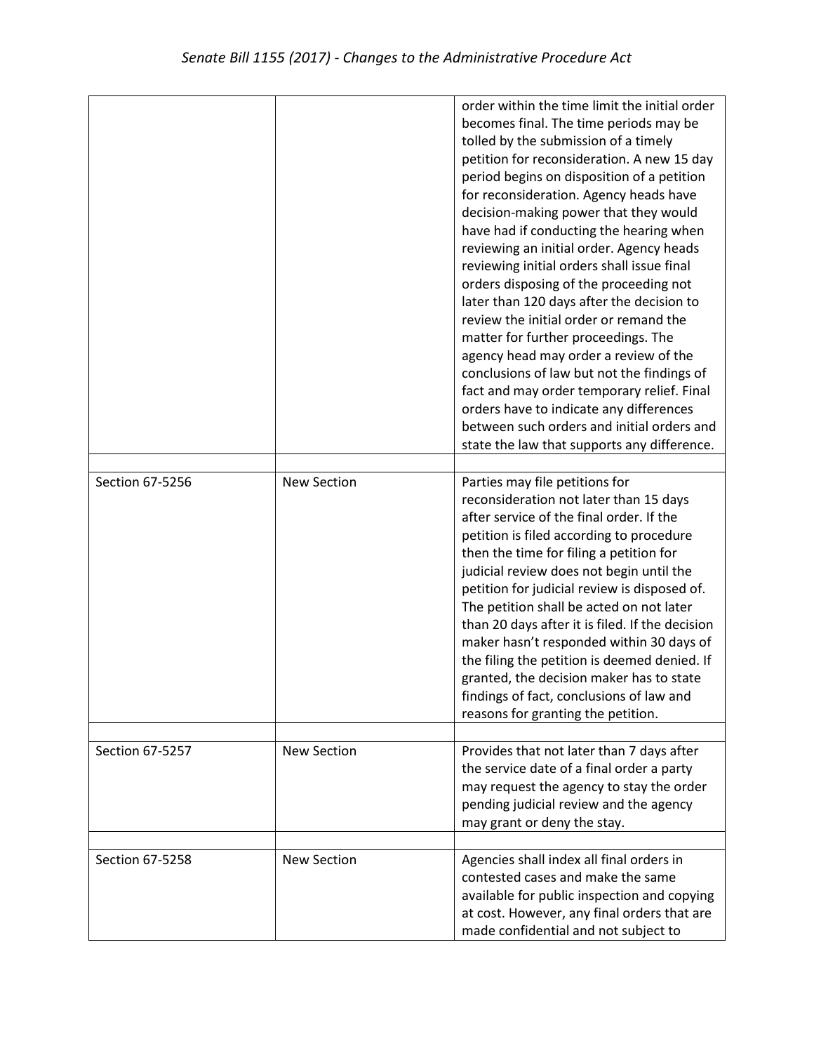| | | |
|---|---|---|
| | | order within the time limit the initial order becomes final. The time periods may be tolled by the submission of a timely petition for reconsideration. A new 15 day period begins on disposition of a petition for reconsideration. Agency heads have decision-making power that they would have had if conducting the hearing when reviewing an initial order. Agency heads reviewing initial orders shall issue final orders disposing of the proceeding not later than 120 days after the decision to review the initial order or remand the matter for further proceedings. The agency head may order a review of the conclusions of law but not the findings of fact and may order temporary relief. Final orders have to indicate any differences between such orders and initial orders and state the law that supports any difference. |
| | | |
| Section 67-5256 | New Section | Parties may file petitions for reconsideration not later than 15 days after service of the final order. If the petition is filed according to procedure then the time for filing a petition for judicial review does not begin until the petition for judicial review is disposed of. The petition shall be acted on not later than 20 days after it is filed. If the decision maker hasn't responded within 30 days of the filing the petition is deemed denied. If granted, the decision maker has to state findings of fact, conclusions of law and reasons for granting the petition. |
| | | |
| Section 67-5257 | New Section | Provides that not later than 7 days after the service date of a final order a party may request the agency to stay the order pending judicial review and the agency may grant or deny the stay. |
| | | |
| Section 67-5258 | New Section | Agencies shall index all final orders in contested cases and make the same available for public inspection and copying at cost. However, any final orders that are made confidential and not subject to |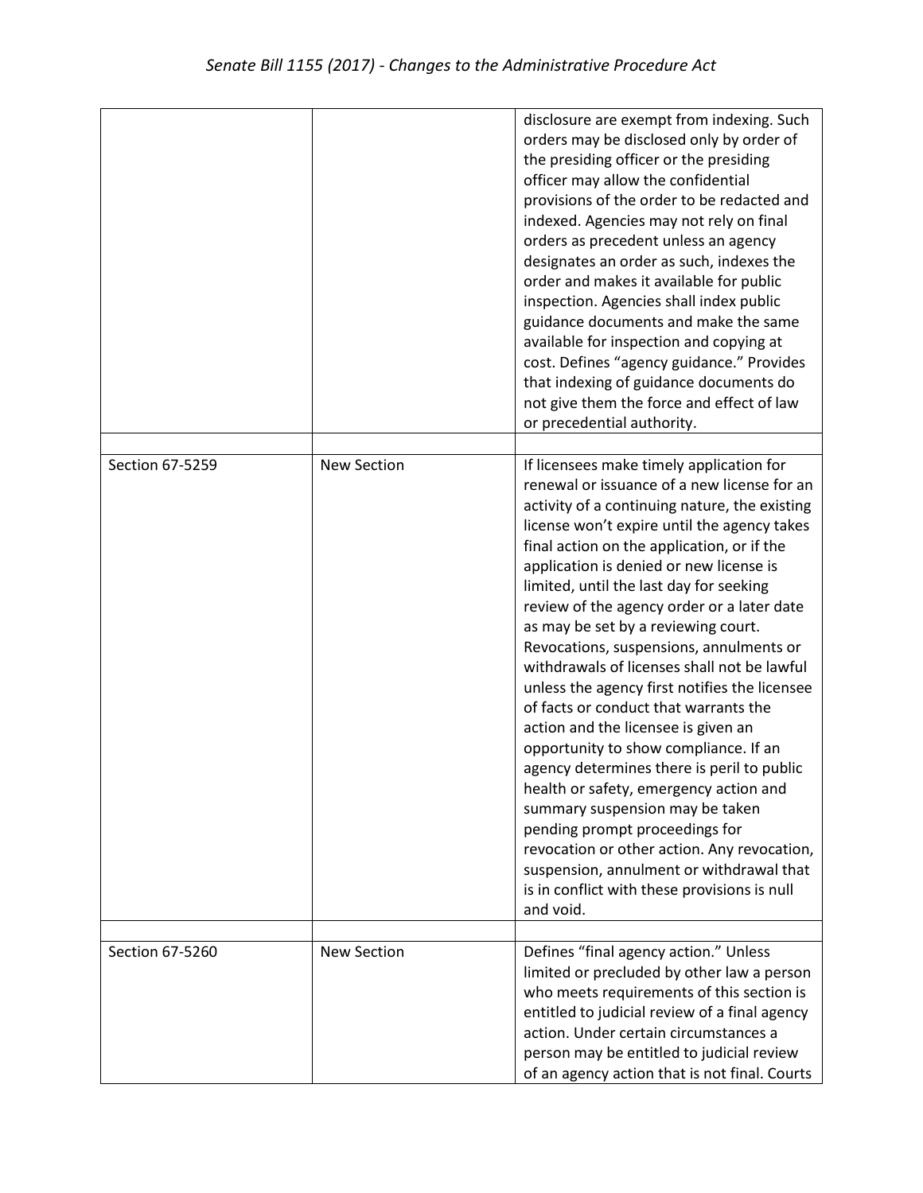| | | |
|---|---|---|
| | | disclosure are exempt from indexing. Such orders may be disclosed only by order of the presiding officer or the presiding officer may allow the confidential provisions of the order to be redacted and indexed. Agencies may not rely on final orders as precedent unless an agency designates an order as such, indexes the order and makes it available for public inspection. Agencies shall index public guidance documents and make the same available for inspection and copying at cost. Defines "agency guidance." Provides that indexing of guidance documents do not give them the force and effect of law or precedential authority. |
| | | |
| Section 67-5259 | New Section | If licensees make timely application for renewal or issuance of a new license for an activity of a continuing nature, the existing license won't expire until the agency takes final action on the application, or if the application is denied or new license is limited, until the last day for seeking review of the agency order or a later date as may be set by a reviewing court. Revocations, suspensions, annulments or withdrawals of licenses shall not be lawful unless the agency first notifies the licensee of facts or conduct that warrants the action and the licensee is given an opportunity to show compliance. If an agency determines there is peril to public health or safety, emergency action and summary suspension may be taken pending prompt proceedings for revocation or other action. Any revocation, suspension, annulment or withdrawal that is in conflict with these provisions is null and void. |
| | | |
| Section 67-5260 | New Section | Defines "final agency action." Unless limited or precluded by other law a person who meets requirements of this section is entitled to judicial review of a final agency action. Under certain circumstances a person may be entitled to judicial review of an agency action that is not final. Courts |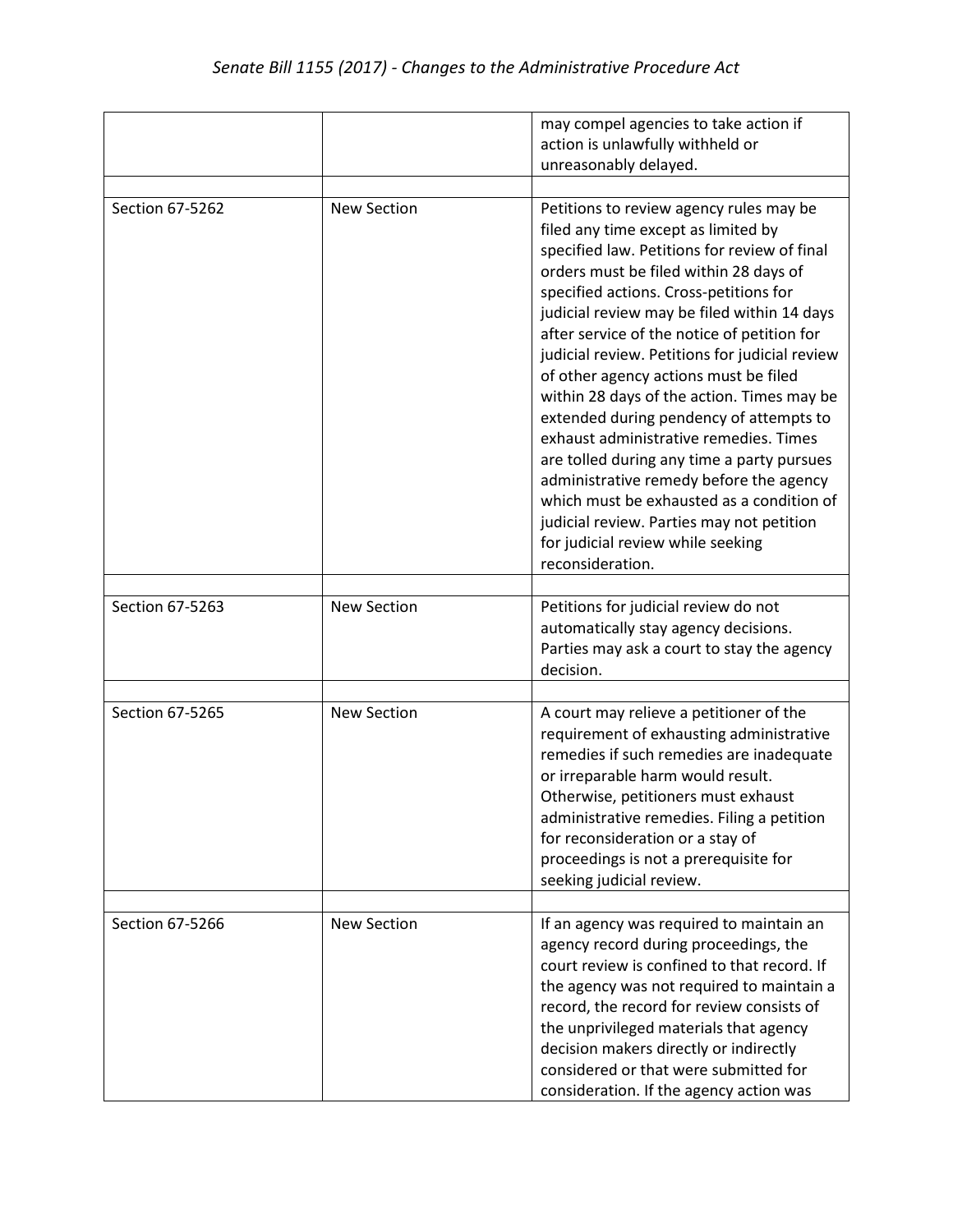| | | |
|---|---|---|
| | | may compel agencies to take action if action is unlawfully withheld or unreasonably delayed. |
| | | |
| Section 67-5262 | New Section | Petitions to review agency rules may be filed any time except as limited by specified law. Petitions for review of final orders must be filed within 28 days of specified actions. Cross-petitions for judicial review may be filed within 14 days after service of the notice of petition for judicial review. Petitions for judicial review of other agency actions must be filed within 28 days of the action. Times may be extended during pendency of attempts to exhaust administrative remedies. Times are tolled during any time a party pursues administrative remedy before the agency which must be exhausted as a condition of judicial review. Parties may not petition for judicial review while seeking reconsideration. |
| | | |
| Section 67-5263 | New Section | Petitions for judicial review do not automatically stay agency decisions. Parties may ask a court to stay the agency decision. |
| | | |
| Section 67-5265 | New Section | A court may relieve a petitioner of the requirement of exhausting administrative remedies if such remedies are inadequate or irreparable harm would result. Otherwise, petitioners must exhaust administrative remedies. Filing a petition for reconsideration or a stay of proceedings is not a prerequisite for seeking judicial review. |
| | | |
| Section 67-5266 | New Section | If an agency was required to maintain an agency record during proceedings, the court review is confined to that record. If the agency was not required to maintain a record, the record for review consists of the unprivileged materials that agency decision makers directly or indirectly considered or that were submitted for consideration. If the agency action was |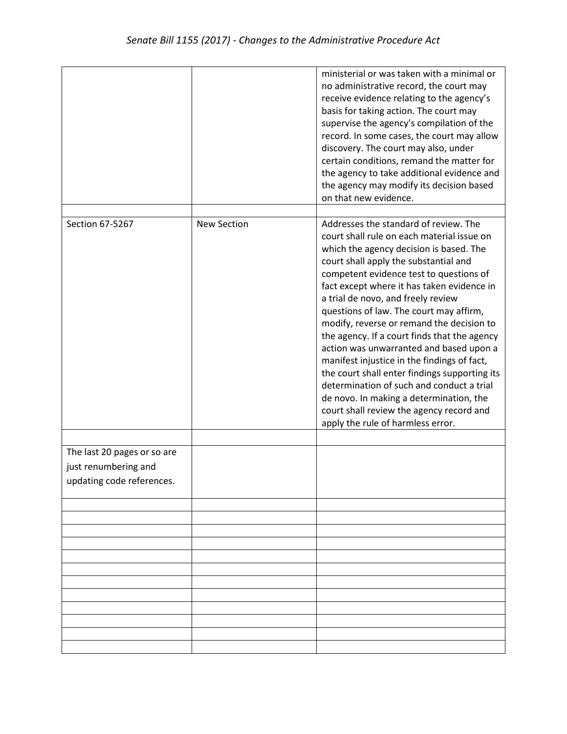| | | |
|---|---|---|
| | | ministerial or was taken with a minimal or no administrative record, the court may receive evidence relating to the agency's basis for taking action. The court may supervise the agency's compilation of the record. In some cases, the court may allow discovery. The court may also, under certain conditions, remand the matter for the agency to take additional evidence and the agency may modify its decision based on that new evidence. |
| | | |
| Section 67-5267 | New Section | Addresses the standard of review. The court shall rule on each material issue on which the agency decision is based. The court shall apply the substantial and competent evidence test to questions of fact except where it has taken evidence in a trial de novo, and freely review questions of law. The court may affirm, modify, reverse or remand the decision to the agency. If a court finds that the agency action was unwarranted and based upon a manifest injustice in the findings of fact, the court shall enter findings supporting its determination of such and conduct a trial de novo. In making a determination, the court shall review the agency record and apply the rule of harmless error. |
| | | |
| The last 20 pages or so are just renumbering and updating code references. | | |
| | | |
| | | |
| | | |
| | | |
| | | |
| | | |
| | | |
| | | |
| | | |
| | | |
| | | |
| | | |